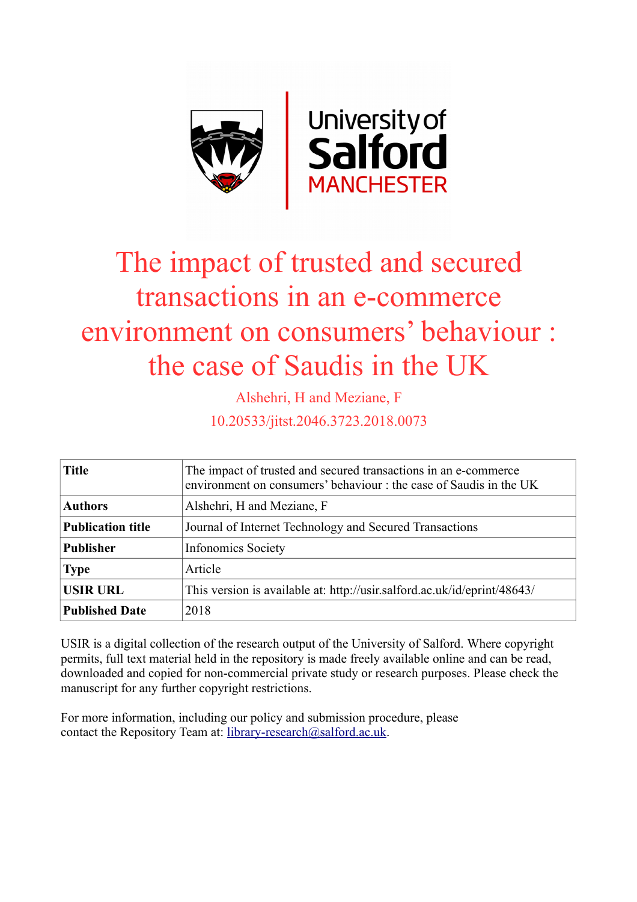# The impact of trusted and secured transactions in an e-commerce environment on consumers' behaviour : the case of Saudis in the UK

Alshehri, H and Meziane, F

10.20533/jitst.2046.3723.2018.0073

| **Title** | The impact of trusted and secured transactions in an e-commerce environment on consumers' behaviour : the case of Saudis in the UK |
|---|---|
| **Authors** | Alshehri, H and Meziane, F |
| **Publication title** | Journal of Internet Technology and Secured Transactions |
| **Publisher** | Infonomics Society |
| **Type** | Article |
| **USIR URL** | This version is available at: http://usir.salford.ac.uk/id/eprint/48643/ |
| **Published Date** | 2018 |

USIR is a digital collection of the research output of the University of Salford. Where copyright permits, full text material held in the repository is made freely available online and can be read, downloaded and copied for non-commercial private study or research purposes. Please check the manuscript for any further copyright restrictions.

For more information, including our policy and submission procedure, please contact the Repository Team at: library-research@salford.ac.uk.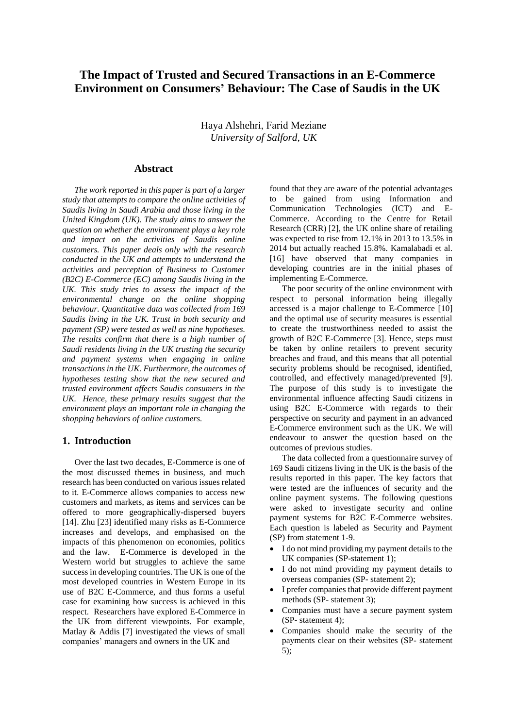# The Impact of Trusted and Secured Transactions in an E-Commerce Environment on Consumers' Behaviour: The Case of Saudis in the UK

Haya Alshehri, Farid Meziane
*University of Salford, UK*

## Abstract

*The work reported in this paper is part of a larger study that attempts to compare the online activities of Saudis living in Saudi Arabia and those living in the United Kingdom (UK). The study aims to answer the question on whether the environment plays a key role and impact on the activities of Saudis online customers. This paper deals only with the research conducted in the UK and attempts to understand the activities and perception of Business to Customer (B2C) E-Commerce (EC) among Saudis living in the UK. This study tries to assess the impact of the environmental change on the online shopping behaviour. Quantitative data was collected from 169 Saudis living in the UK. Trust in both security and payment (SP) were tested as well as nine hypotheses. The results confirm that there is a high number of Saudi residents living in the UK trusting the security and payment systems when engaging in online transactions in the UK. Furthermore, the outcomes of hypotheses testing show that the new secured and trusted environment affects Saudis consumers in the UK. Hence, these primary results suggest that the environment plays an important role in changing the shopping behaviors of online customers.*

## 1. Introduction

Over the last two decades, E-Commerce is one of the most discussed themes in business, and much research has been conducted on various issues related to it. E-Commerce allows companies to access new customers and markets, as items and services can be offered to more geographically-dispersed buyers [14]. Zhu [23] identified many risks as E-Commerce increases and develops, and emphasised on the impacts of this phenomenon on economies, politics and the law. E-Commerce is developed in the Western world but struggles to achieve the same success in developing countries. The UK is one of the most developed countries in Western Europe in its use of B2C E-Commerce, and thus forms a useful case for examining how success is achieved in this respect. Researchers have explored E-Commerce in the UK from different viewpoints. For example, Matlay & Addis [7] investigated the views of small companies' managers and owners in the UK and found that they are aware of the potential advantages to be gained from using Information and Communication Technologies (ICT) and E-Commerce. According to the Centre for Retail Research (CRR) [2], the UK online share of retailing was expected to rise from 12.1% in 2013 to 13.5% in 2014 but actually reached 15.8%. Kamalabadi et al. [16] have observed that many companies in developing countries are in the initial phases of implementing E-Commerce.

The poor security of the online environment with respect to personal information being illegally accessed is a major challenge to E-Commerce [10] and the optimal use of security measures is essential to create the trustworthiness needed to assist the growth of B2C E-Commerce [3]. Hence, steps must be taken by online retailers to prevent security breaches and fraud, and this means that all potential security problems should be recognised, identified, controlled, and effectively managed/prevented [9]. The purpose of this study is to investigate the environmental influence affecting Saudi citizens in using B2C E-Commerce with regards to their perspective on security and payment in an advanced E-Commerce environment such as the UK. We will endeavour to answer the question based on the outcomes of previous studies.

The data collected from a questionnaire survey of 169 Saudi citizens living in the UK is the basis of the results reported in this paper. The key factors that were tested are the influences of security and the online payment systems. The following questions were asked to investigate security and online payment systems for B2C E-Commerce websites. Each question is labeled as Security and Payment (SP) from statement 1-9.

- I do not mind providing my payment details to the UK companies (SP-statement 1);
- I do not mind providing my payment details to overseas companies (SP- statement 2);
- I prefer companies that provide different payment methods (SP- statement 3);
- Companies must have a secure payment system (SP- statement 4);
- Companies should make the security of the payments clear on their websites (SP- statement 5);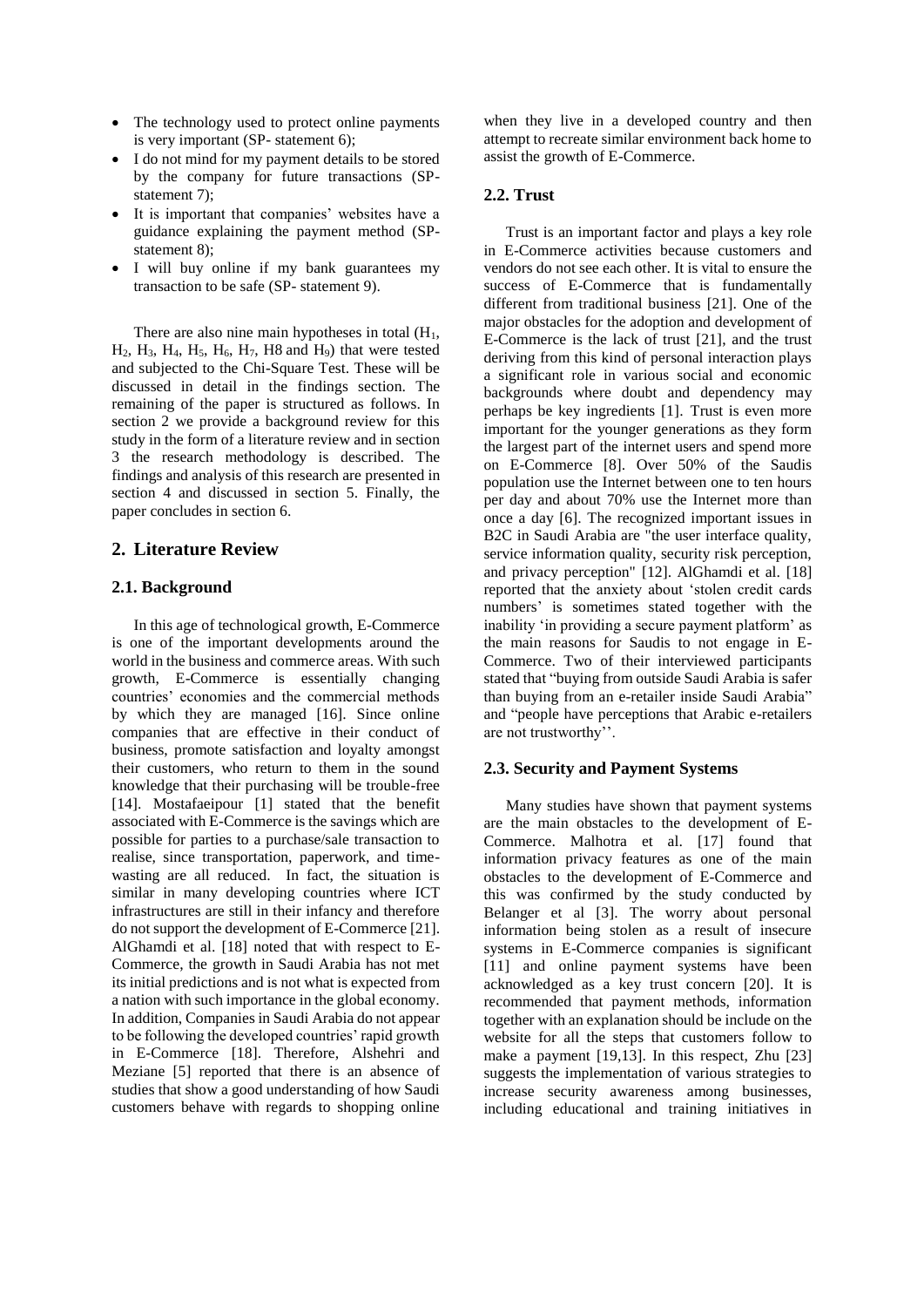- The technology used to protect online payments is very important (SP- statement 6);
- I do not mind for my payment details to be stored by the company for future transactions (SP-statement 7);
- It is important that companies' websites have a guidance explaining the payment method (SP-statement 8);
- I will buy online if my bank guarantees my transaction to be safe (SP- statement 9).

There are also nine main hypotheses in total ($H_1$, $H_2$, $H_3$, $H_4$, $H_5$, $H_6$, $H_7$, H8 and $H_9$) that were tested and subjected to the Chi-Square Test. These will be discussed in detail in the findings section. The remaining of the paper is structured as follows. In section 2 we provide a background review for this study in the form of a literature review and in section 3 the research methodology is described. The findings and analysis of this research are presented in section 4 and discussed in section 5. Finally, the paper concludes in section 6.

## 2. Literature Review

### 2.1. Background

In this age of technological growth, E-Commerce is one of the important developments around the world in the business and commerce areas. With such growth, E-Commerce is essentially changing countries' economies and the commercial methods by which they are managed [16]. Since online companies that are effective in their conduct of business, promote satisfaction and loyalty amongst their customers, who return to them in the sound knowledge that their purchasing will be trouble-free [14]. Mostafaeipour [1] stated that the benefit associated with E-Commerce is the savings which are possible for parties to a purchase/sale transaction to realise, since transportation, paperwork, and time-wasting are all reduced. In fact, the situation is similar in many developing countries where ICT infrastructures are still in their infancy and therefore do not support the development of E-Commerce [21]. AlGhamdi et al. [18] noted that with respect to E-Commerce, the growth in Saudi Arabia has not met its initial predictions and is not what is expected from a nation with such importance in the global economy. In addition, Companies in Saudi Arabia do not appear to be following the developed countries' rapid growth in E-Commerce [18]. Therefore, Alshehri and Meziane [5] reported that there is an absence of studies that show a good understanding of how Saudi customers behave with regards to shopping online when they live in a developed country and then attempt to recreate similar environment back home to assist the growth of E-Commerce.

### 2.2. Trust

Trust is an important factor and plays a key role in E-Commerce activities because customers and vendors do not see each other. It is vital to ensure the success of E-Commerce that is fundamentally different from traditional business [21]. One of the major obstacles for the adoption and development of E-Commerce is the lack of trust [21], and the trust deriving from this kind of personal interaction plays a significant role in various social and economic backgrounds where doubt and dependency may perhaps be key ingredients [1]. Trust is even more important for the younger generations as they form the largest part of the internet users and spend more on E-Commerce [8]. Over 50% of the Saudis population use the Internet between one to ten hours per day and about 70% use the Internet more than once a day [6]. The recognized important issues in B2C in Saudi Arabia are "the user interface quality, service information quality, security risk perception, and privacy perception" [12]. AlGhamdi et al. [18] reported that the anxiety about 'stolen credit cards numbers' is sometimes stated together with the inability 'in providing a secure payment platform' as the main reasons for Saudis to not engage in E-Commerce. Two of their interviewed participants stated that "buying from outside Saudi Arabia is safer than buying from an e-retailer inside Saudi Arabia" and "people have perceptions that Arabic e-retailers are not trustworthy''.

### 2.3. Security and Payment Systems

Many studies have shown that payment systems are the main obstacles to the development of E-Commerce. Malhotra et al. [17] found that information privacy features as one of the main obstacles to the development of E-Commerce and this was confirmed by the study conducted by Belanger et al [3]. The worry about personal information being stolen as a result of insecure systems in E-Commerce companies is significant [11] and online payment systems have been acknowledged as a key trust concern [20]. It is recommended that payment methods, information together with an explanation should be include on the website for all the steps that customers follow to make a payment [19,13]. In this respect, Zhu [23] suggests the implementation of various strategies to increase security awareness among businesses, including educational and training initiatives in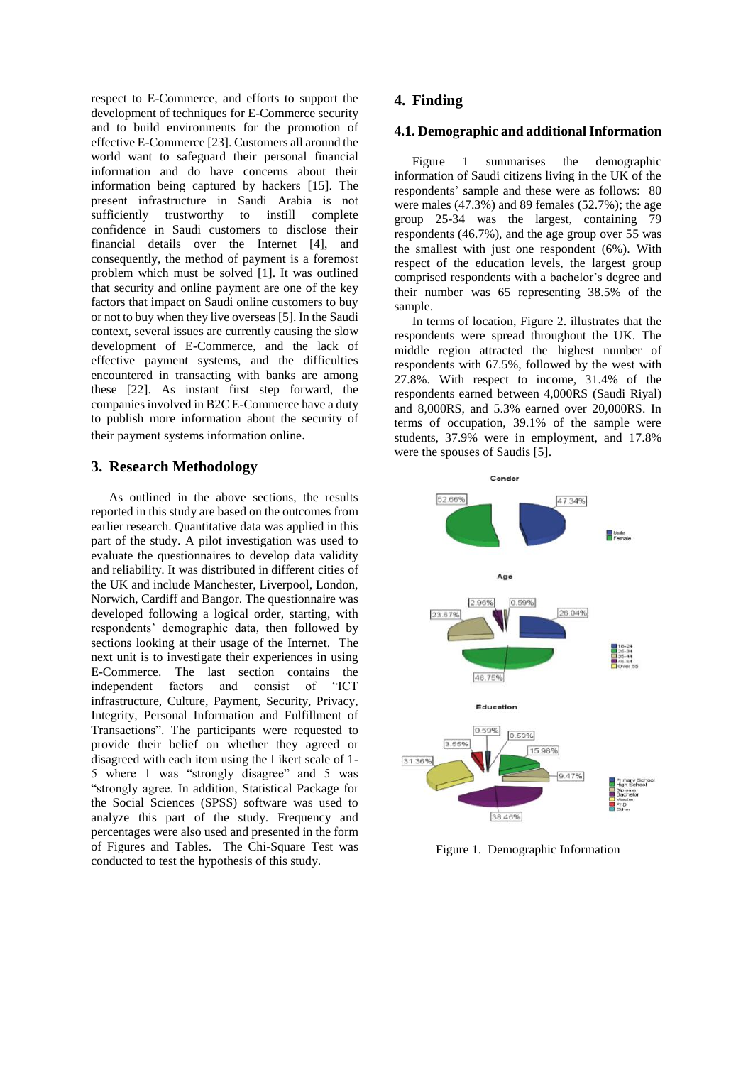respect to E-Commerce, and efforts to support the development of techniques for E-Commerce security and to build environments for the promotion of effective E-Commerce [23]. Customers all around the world want to safeguard their personal financial information and do have concerns about their information being captured by hackers [15]. The present infrastructure in Saudi Arabia is not sufficiently trustworthy to instill complete confidence in Saudi customers to disclose their financial details over the Internet [4], and consequently, the method of payment is a foremost problem which must be solved [1]. It was outlined that security and online payment are one of the key factors that impact on Saudi online customers to buy or not to buy when they live overseas [5]. In the Saudi context, several issues are currently causing the slow development of E-Commerce, and the lack of effective payment systems, and the difficulties encountered in transacting with banks are among these [22]. As instant first step forward, the companies involved in B2C E-Commerce have a duty to publish more information about the security of their payment systems information online.

## 3. Research Methodology

As outlined in the above sections, the results reported in this study are based on the outcomes from earlier research. Quantitative data was applied in this part of the study. A pilot investigation was used to evaluate the questionnaires to develop data validity and reliability. It was distributed in different cities of the UK and include Manchester, Liverpool, London, Norwich, Cardiff and Bangor. The questionnaire was developed following a logical order, starting, with respondents' demographic data, then followed by sections looking at their usage of the Internet. The next unit is to investigate their experiences in using E-Commerce. The last section contains the independent factors and consist of "ICT infrastructure, Culture, Payment, Security, Privacy, Integrity, Personal Information and Fulfillment of Transactions". The participants were requested to provide their belief on whether they agreed or disagreed with each item using the Likert scale of 1-5 where 1 was "strongly disagree" and 5 was "strongly agree. In addition, Statistical Package for the Social Sciences (SPSS) software was used to analyze this part of the study. Frequency and percentages were also used and presented in the form of Figures and Tables. The Chi-Square Test was conducted to test the hypothesis of this study.

## 4. Finding

### 4.1. Demographic and additional Information

Figure 1 summarises the demographic information of Saudi citizens living in the UK of the respondents' sample and these were as follows: 80 were males (47.3%) and 89 females (52.7%); the age group 25-34 was the largest, containing 79 respondents (46.7%), and the age group over 55 was the smallest with just one respondent (6%). With respect of the education levels, the largest group comprised respondents with a bachelor's degree and their number was 65 representing 38.5% of the sample.

In terms of location, Figure 2. illustrates that the respondents were spread throughout the UK. The middle region attracted the highest number of respondents with 67.5%, followed by the west with 27.8%. With respect to income, 31.4% of the respondents earned between 4,000RS (Saudi Riyal) and 8,000RS, and 5.3% earned over 20,000RS. In terms of occupation, 39.1% of the sample were students, 37.9% were in employment, and 17.8% were the spouses of Saudis [5].

Figure 1. Demographic Information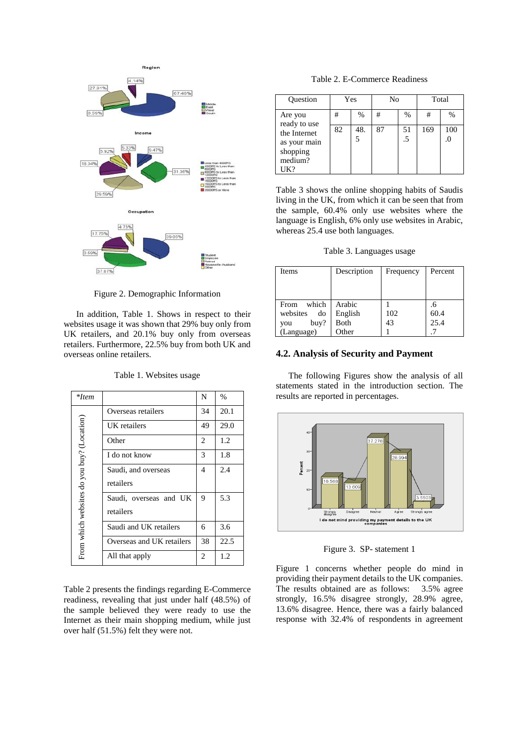Figure 2. Demographic Information

In addition, Table 1. Shows in respect to their websites usage it was shown that 29% buy only from UK retailers, and 20.1% buy only from overseas retailers. Furthermore, 22.5% buy from both UK and overseas online retailers.

Table 1. Websites usage

| *Item | | N | % |
|---|---|---|---|
| From which websites do you buy? (Location) | Overseas retailers | 34 | 20.1 |
| | UK retailers | 49 | 29.0 |
| | Other | 2 | 1.2 |
| | I do not know | 3 | 1.8 |
| | Saudi, and overseas retailers | 4 | 2.4 |
| | Saudi, overseas and UK retailers | 9 | 5.3 |
| | Saudi and UK retailers | 6 | 3.6 |
| | Overseas and UK retailers | 38 | 22.5 |
| | All that apply | 2 | 1.2 |

Table 2 presents the findings regarding E-Commerce readiness, revealing that just under half (48.5%) of the sample believed they were ready to use the Internet as their main shopping medium, while just over half (51.5%) felt they were not.

Table 2. E-Commerce Readiness

| Question | Yes | | No | | Total | |
|---|---|---|---|---|---|---|
| | # | % | # | % | # | % |
| Are you ready to use the Internet as your main shopping medium? UK? | 82 | 48.5 | 87 | 51.5 | 169 | 100.0 |

Table 3 shows the online shopping habits of Saudis living in the UK, from which it can be seen that from the sample, 60.4% only use websites where the language is English, 6% only use websites in Arabic, whereas 25.4 use both languages.

Table 3. Languages usage

| Items | Description | Frequency | Percent |
|---|---|---|---|
| From which websites do you buy? (Language) | Arabic | 1 | .6 |
| | English | 102 | 60.4 |
| | Both | 43 | 25.4 |
| | Other | 1 | .7 |

### 4.2. Analysis of Security and Payment

The following Figures show the analysis of all statements stated in the introduction section. The results are reported in percentages.

Figure 3. SP- statement 1

Figure 1 concerns whether people do mind in providing their payment details to the UK companies. The results obtained are as follows: 3.5% agree strongly, 16.5% disagree strongly, 28.9% agree, 13.6% disagree. Hence, there was a fairly balanced response with 32.4% of respondents in agreement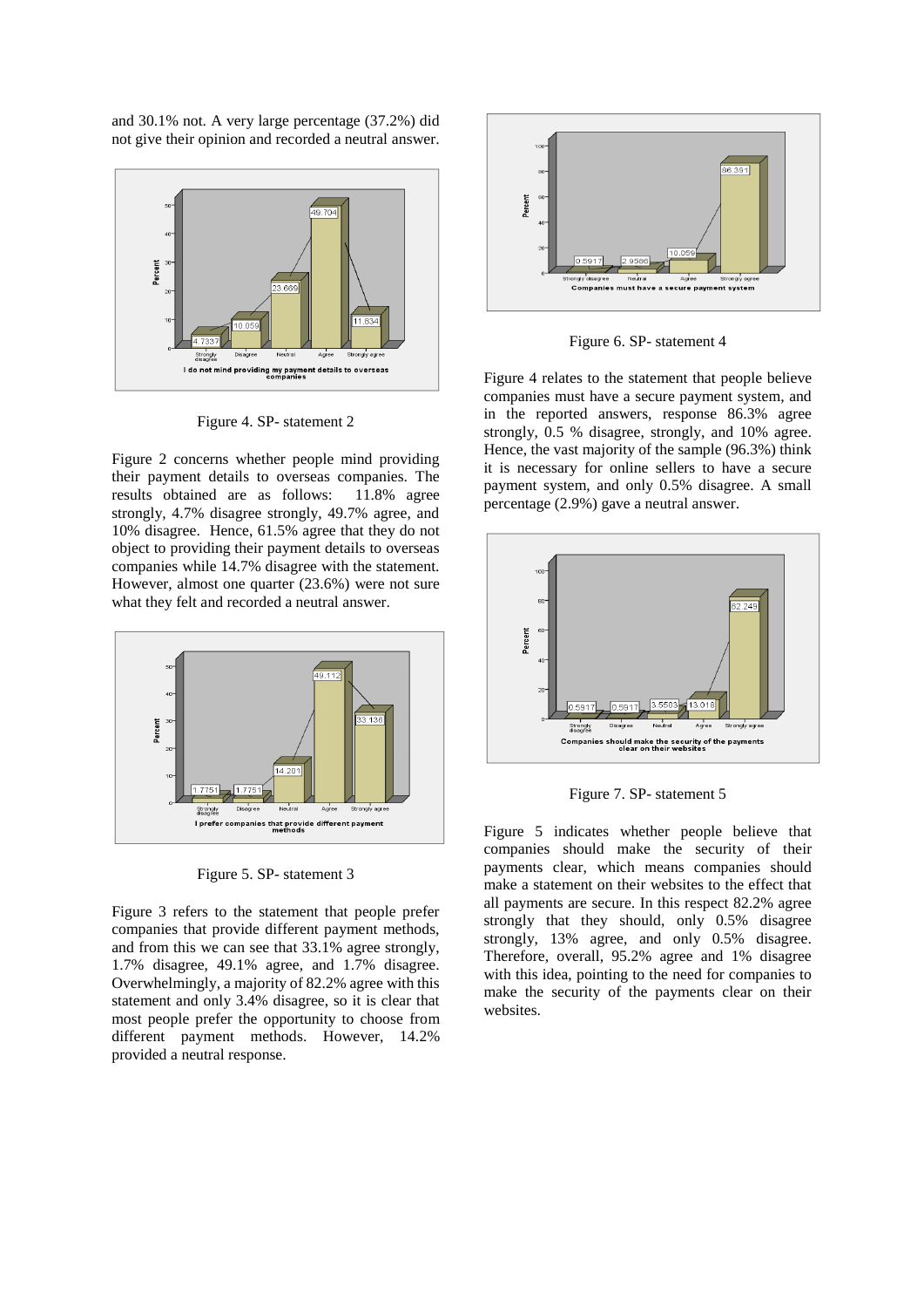and 30.1% not. A very large percentage (37.2%) did not give their opinion and recorded a neutral answer.

Figure 4. SP- statement 2

Figure 2 concerns whether people mind providing their payment details to overseas companies. The results obtained are as follows: 11.8% agree strongly, 4.7% disagree strongly, 49.7% agree, and 10% disagree. Hence, 61.5% agree that they do not object to providing their payment details to overseas companies while 14.7% disagree with the statement. However, almost one quarter (23.6%) were not sure what they felt and recorded a neutral answer.

Figure 5. SP- statement 3

Figure 3 refers to the statement that people prefer companies that provide different payment methods, and from this we can see that 33.1% agree strongly, 1.7% disagree, 49.1% agree, and 1.7% disagree. Overwhelmingly, a majority of 82.2% agree with this statement and only 3.4% disagree, so it is clear that most people prefer the opportunity to choose from different payment methods. However, 14.2% provided a neutral response.

Figure 6. SP- statement 4

Figure 4 relates to the statement that people believe companies must have a secure payment system, and in the reported answers, response 86.3% agree strongly, 0.5 % disagree, strongly, and 10% agree. Hence, the vast majority of the sample (96.3%) think it is necessary for online sellers to have a secure payment system, and only 0.5% disagree. A small percentage (2.9%) gave a neutral answer.

Figure 7. SP- statement 5

Figure 5 indicates whether people believe that companies should make the security of their payments clear, which means companies should make a statement on their websites to the effect that all payments are secure. In this respect 82.2% agree strongly that they should, only 0.5% disagree strongly, 13% agree, and only 0.5% disagree. Therefore, overall, 95.2% agree and 1% disagree with this idea, pointing to the need for companies to make the security of the payments clear on their websites.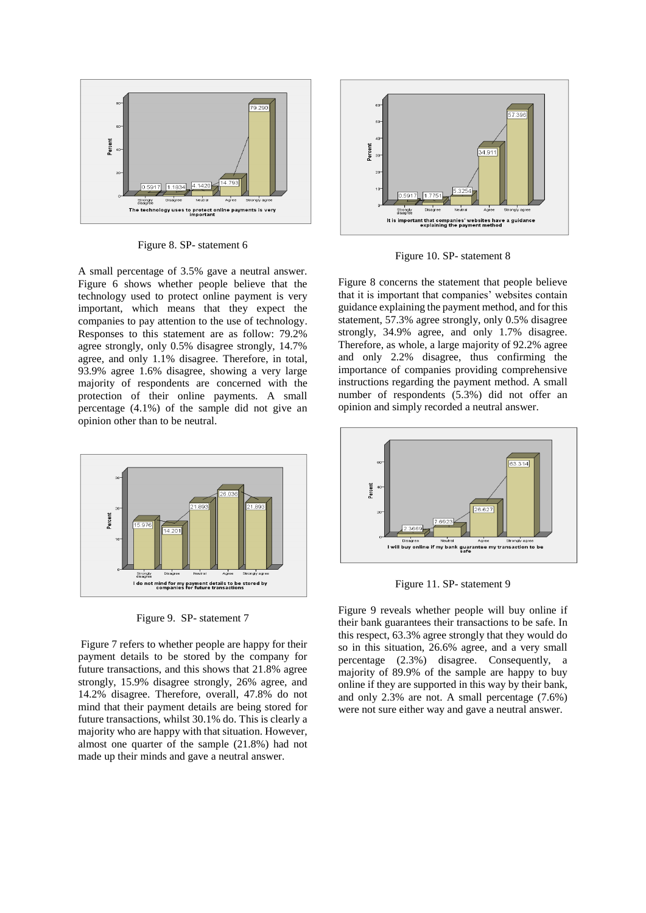Figure 8. SP- statement 6

A small percentage of 3.5% gave a neutral answer. Figure 6 shows whether people believe that the technology used to protect online payment is very important, which means that they expect the companies to pay attention to the use of technology. Responses to this statement are as follow: 79.2% agree strongly, only 0.5% disagree strongly, 14.7% agree, and only 1.1% disagree. Therefore, in total, 93.9% agree 1.6% disagree, showing a very large majority of respondents are concerned with the protection of their online payments. A small percentage (4.1%) of the sample did not give an opinion other than to be neutral.

Figure 9. SP- statement 7

Figure 7 refers to whether people are happy for their payment details to be stored by the company for future transactions, and this shows that 21.8% agree strongly, 15.9% disagree strongly, 26% agree, and 14.2% disagree. Therefore, overall, 47.8% do not mind that their payment details are being stored for future transactions, whilst 30.1% do. This is clearly a majority who are happy with that situation. However, almost one quarter of the sample (21.8%) had not made up their minds and gave a neutral answer.

Figure 10. SP- statement 8

Figure 8 concerns the statement that people believe that it is important that companies' websites contain guidance explaining the payment method, and for this statement, 57.3% agree strongly, only 0.5% disagree strongly, 34.9% agree, and only 1.7% disagree. Therefore, as whole, a large majority of 92.2% agree and only 2.2% disagree, thus confirming the importance of companies providing comprehensive instructions regarding the payment method. A small number of respondents (5.3%) did not offer an opinion and simply recorded a neutral answer.

Figure 11. SP- statement 9

Figure 9 reveals whether people will buy online if their bank guarantees their transactions to be safe. In this respect, 63.3% agree strongly that they would do so in this situation, 26.6% agree, and a very small percentage (2.3%) disagree. Consequently, a majority of 89.9% of the sample are happy to buy online if they are supported in this way by their bank, and only 2.3% are not. A small percentage (7.6%) were not sure either way and gave a neutral answer.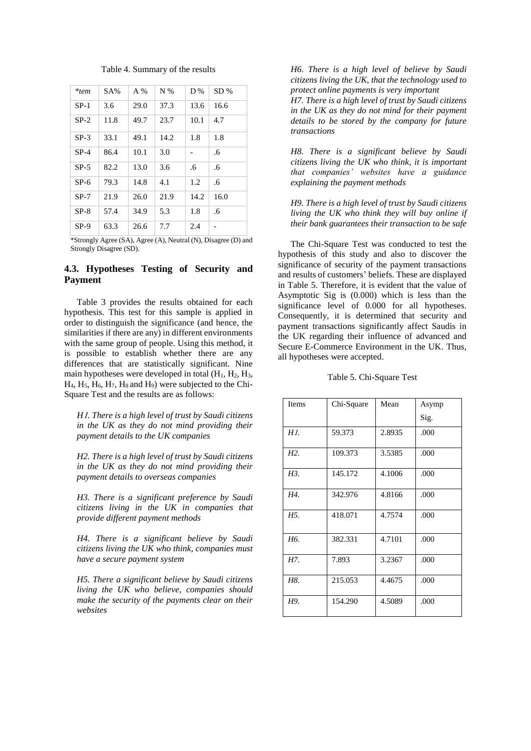Table 4. Summary of the results

| *tem | SA% | A % | N % | D % | SD % |
|---|---|---|---|---|---|
| SP-1 | 3.6 | 29.0 | 37.3 | 13.6 | 16.6 |
| SP-2 | 11.8 | 49.7 | 23.7 | 10.1 | 4.7 |
| SP-3 | 33.1 | 49.1 | 14.2 | 1.8 | 1.8 |
| SP-4 | 86.4 | 10.1 | 3.0 | - | .6 |
| SP-5 | 82.2 | 13.0 | 3.6 | .6 | .6 |
| SP-6 | 79.3 | 14.8 | 4.1 | 1.2 | .6 |
| SP-7 | 21.9 | 26.0 | 21.9 | 14.2 | 16.0 |
| SP-8 | 57.4 | 34.9 | 5.3 | 1.8 | .6 |
| SP-9 | 63.3 | 26.6 | 7.7 | 2.4 | - |

*Strongly Agree (SA), Agree (A), Neutral (N), Disagree (D) and Strongly Disagree (SD).

### 4.3. Hypotheses Testing of Security and Payment

Table 3 provides the results obtained for each hypothesis. This test for this sample is applied in order to distinguish the significance (and hence, the similarities if there are any) in different environments with the same group of people. Using this method, it is possible to establish whether there are any differences that are statistically significant. Nine main hypotheses were developed in total ($H_1$, $H_2$, $H_3$, $H_4$, $H_5$, $H_6$, $H_7$, $H_8$ and $H_9$) were subjected to the Chi-Square Test and the results are as follows:

*H1. There is a high level of trust by Saudi citizens in the UK as they do not mind providing their payment details to the UK companies*

*H2. There is a high level of trust by Saudi citizens in the UK as they do not mind providing their payment details to overseas companies*

*H3. There is a significant preference by Saudi citizens living in the UK in companies that provide different payment methods*

*H4. There is a significant believe by Saudi citizens living the UK who think, companies must have a secure payment system*

*H5. There a significant believe by Saudi citizens living the UK who believe, companies should make the security of the payments clear on their websites*

*H6. There is a high level of believe by Saudi citizens living the UK, that the technology used to protect online payments is very important*
*H7. There is a high level of trust by Saudi citizens in the UK as they do not mind for their payment details to be stored by the company for future transactions*

*H8. There is a significant believe by Saudi citizens living the UK who think, it is important that companies' websites have a guidance explaining the payment methods*

*H9. There is a high level of trust by Saudi citizens living the UK who think they will buy online if their bank guarantees their transaction to be safe*

The Chi-Square Test was conducted to test the hypothesis of this study and also to discover the significance of security of the payment transactions and results of customers' beliefs. These are displayed in Table 5. Therefore, it is evident that the value of Asymptotic Sig is (0.000) which is less than the significance level of 0.000 for all hypotheses. Consequently, it is determined that security and payment transactions significantly affect Saudis in the UK regarding their influence of advanced and Secure E-Commerce Environment in the UK. Thus, all hypotheses were accepted.

Table 5. Chi-Square Test

| Items | Chi-Square | Mean | Asymp Sig. |
|---|---|---|---|
| *H1.* | 59.373 | 2.8935 | .000 |
| *H2.* | 109.373 | 3.5385 | .000 |
| *H3.* | 145.172 | 4.1006 | .000 |
| *H4.* | 342.976 | 4.8166 | .000 |
| *H5.* | 418.071 | 4.7574 | .000 |
| *H6.* | 382.331 | 4.7101 | .000 |
| *H7.* | 7.893 | 3.2367 | .000 |
| *H8.* | 215.053 | 4.4675 | .000 |
| *H9.* | 154.290 | 4.5089 | .000 |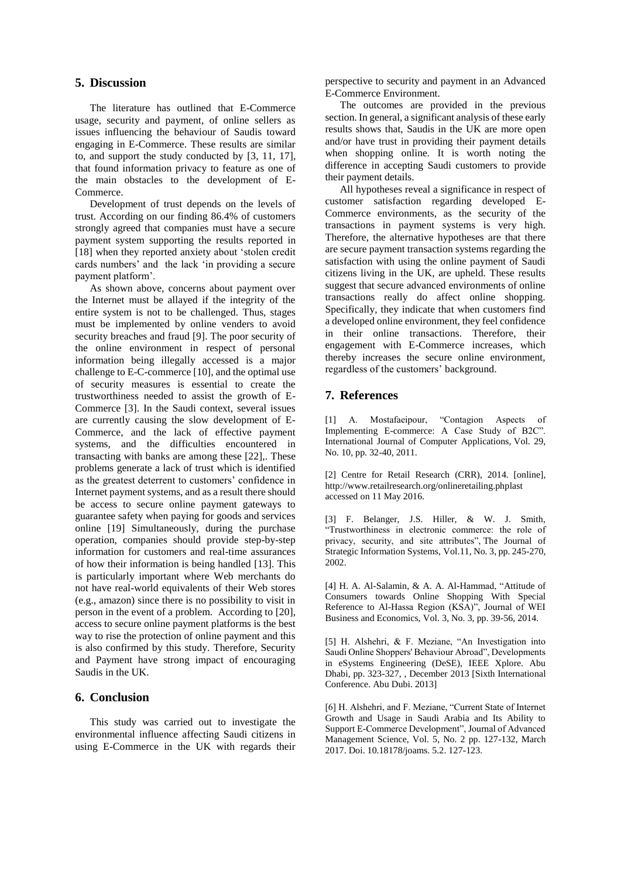## 5. Discussion

The literature has outlined that E-Commerce usage, security and payment, of online sellers as issues influencing the behaviour of Saudis toward engaging in E-Commerce. These results are similar to, and support the study conducted by [3, 11, 17], that found information privacy to feature as one of the main obstacles to the development of E-Commerce.

Development of trust depends on the levels of trust. According on our finding 86.4% of customers strongly agreed that companies must have a secure payment system supporting the results reported in [18] when they reported anxiety about 'stolen credit cards numbers' and the lack 'in providing a secure payment platform'.

As shown above, concerns about payment over the Internet must be allayed if the integrity of the entire system is not to be challenged. Thus, stages must be implemented by online venders to avoid security breaches and fraud [9]. The poor security of the online environment in respect of personal information being illegally accessed is a major challenge to E-C-commerce [10], and the optimal use of security measures is essential to create the trustworthiness needed to assist the growth of E-Commerce [3]. In the Saudi context, several issues are currently causing the slow development of E-Commerce, and the lack of effective payment systems, and the difficulties encountered in transacting with banks are among these [22],. These problems generate a lack of trust which is identified as the greatest deterrent to customers' confidence in Internet payment systems, and as a result there should be access to secure online payment gateways to guarantee safety when paying for goods and services online [19] Simultaneously, during the purchase operation, companies should provide step-by-step information for customers and real-time assurances of how their information is being handled [13]. This is particularly important where Web merchants do not have real-world equivalents of their Web stores (e.g., amazon) since there is no possibility to visit in person in the event of a problem. According to [20], access to secure online payment platforms is the best way to rise the protection of online payment and this is also confirmed by this study. Therefore, Security and Payment have strong impact of encouraging Saudis in the UK.

## 6. Conclusion

This study was carried out to investigate the environmental influence affecting Saudi citizens in using E-Commerce in the UK with regards their perspective to security and payment in an Advanced E-Commerce Environment.

The outcomes are provided in the previous section. In general, a significant analysis of these early results shows that, Saudis in the UK are more open and/or have trust in providing their payment details when shopping online. It is worth noting the difference in accepting Saudi customers to provide their payment details.

All hypotheses reveal a significance in respect of customer satisfaction regarding developed E-Commerce environments, as the security of the transactions in payment systems is very high. Therefore, the alternative hypotheses are that there are secure payment transaction systems regarding the satisfaction with using the online payment of Saudi citizens living in the UK, are upheld. These results suggest that secure advanced environments of online transactions really do affect online shopping. Specifically, they indicate that when customers find a developed online environment, they feel confidence in their online transactions. Therefore, their engagement with E-Commerce increases, which thereby increases the secure online environment, regardless of the customers' background.

## 7. References

[1] A. Mostafaeipour, "Contagion Aspects of Implementing E-commerce: A Case Study of B2C". International Journal of Computer Applications, Vol. 29, No. 10, pp. 32-40, 2011.

[2] Centre for Retail Research (CRR), 2014. [online], http://www.retailresearch.org/onlineretailing.phplast accessed on 11 May 2016.

[3] F. Belanger, J.S. Hiller, & W. J. Smith, "Trustworthiness in electronic commerce: the role of privacy, security, and site attributes", The Journal of Strategic Information Systems, Vol.11, No. 3, pp. 245-270, 2002.

[4] H. A. Al-Salamin, & A. A. Al-Hammad, "Attitude of Consumers towards Online Shopping With Special Reference to Al-Hassa Region (KSA)", Journal of WEI Business and Economics, Vol. 3, No. 3, pp. 39-56, 2014.

[5] H. Alshehri, & F. Meziane, "An Investigation into Saudi Online Shoppers' Behaviour Abroad", Developments in eSystems Engineering (DeSE), IEEE Xplore. Abu Dhabi, pp. 323-327, , December 2013 [Sixth International Conference. Abu Dubi. 2013]

[6] H. Alshehri, and F. Meziane, "Current State of Internet Growth and Usage in Saudi Arabia and Its Ability to Support E-Commerce Development", Journal of Advanced Management Science, Vol. 5, No. 2 pp. 127-132, March 2017. Doi. 10.18178/joams. 5.2. 127-123.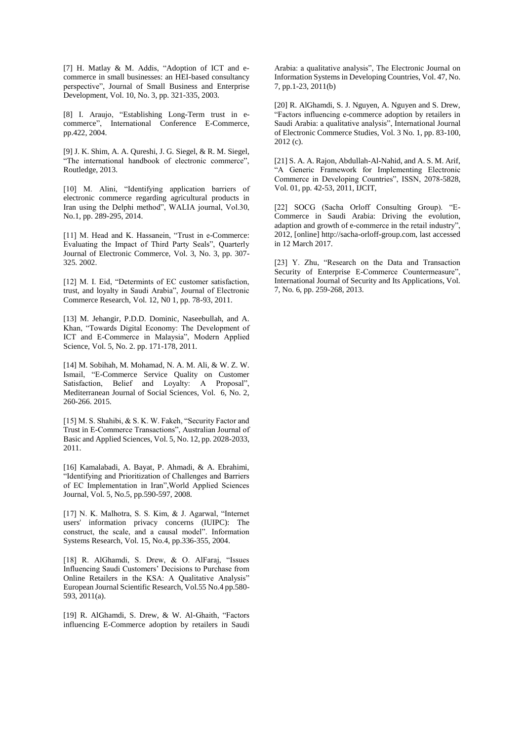[7] H. Matlay & M. Addis, "Adoption of ICT and e-commerce in small businesses: an HEI-based consultancy perspective", Journal of Small Business and Enterprise Development, Vol. 10, No. 3, pp. 321-335, 2003.

[8] I. Araujo, "Establishing Long-Term trust in e-commerce", International Conference E-Commerce, pp.422, 2004.

[9] J. K. Shim, A. A. Qureshi, J. G. Siegel, & R. M. Siegel, "The international handbook of electronic commerce", Routledge, 2013.

[10] M. Alini, "Identifying application barriers of electronic commerce regarding agricultural products in Iran using the Delphi method", WALIA journal, Vol.30, No.1, pp. 289-295, 2014.

[11] M. Head and K. Hassanein, "Trust in e-Commerce: Evaluating the Impact of Third Party Seals", Quarterly Journal of Electronic Commerce, Vol. 3, No. 3, pp. 307-325. 2002.

[12] M. I. Eid, "Determints of EC customer satisfaction, trust, and loyalty in Saudi Arabia", Journal of Electronic Commerce Research, Vol. 12, N0 1, pp. 78-93, 2011.

[13] M. Jehangir, P.D.D. Dominic, Naseebullah, and A. Khan, "Towards Digital Economy: The Development of ICT and E-Commerce in Malaysia", Modern Applied Science, Vol. 5, No. 2. pp. 171-178, 2011.

[14] M. Sobihah, M. Mohamad, N. A. M. Ali, & W. Z. W. Ismail, "E-Commerce Service Quality on Customer Satisfaction, Belief and Loyalty: A Proposal", Mediterranean Journal of Social Sciences, Vol. 6, No. 2, 260-266. 2015.

[15] M. S. Shahibi, & S. K. W. Fakeh, "Security Factor and Trust in E-Commerce Transactions", Australian Journal of Basic and Applied Sciences, Vol. 5, No. 12, pp. 2028-2033, 2011.

[16] Kamalabadi, A. Bayat, P. Ahmadi, & A. Ebrahimi, "Identifying and Prioritization of Challenges and Barriers of EC Implementation in Iran",World Applied Sciences Journal, Vol. 5, No.5, pp.590-597, 2008.

[17] N. K. Malhotra, S. S. Kim, & J. Agarwal, "Internet users' information privacy concerns (IUIPC): The construct, the scale, and a causal model". Information Systems Research, Vol. 15, No.4, pp.336-355, 2004.

[18] R. AlGhamdi, S. Drew, & O. AlFaraj, "Issues Influencing Saudi Customers' Decisions to Purchase from Online Retailers in the KSA: A Qualitative Analysis" European Journal Scientific Research, Vol.55 No.4 pp.580-593, 2011(a).

[19] R. AlGhamdi, S. Drew, & W. Al-Ghaith, "Factors influencing E-Commerce adoption by retailers in Saudi Arabia: a qualitative analysis", The Electronic Journal on Information Systems in Developing Countries, Vol. 47, No. 7, pp.1-23, 2011(b)

[20] R. AlGhamdi, S. J. Nguyen, A. Nguyen and S. Drew, "Factors influencing e-commerce adoption by retailers in Saudi Arabia: a qualitative analysis", International Journal of Electronic Commerce Studies, Vol. 3 No. 1, pp. 83-100, 2012 (c).

[21] S. A. A. Rajon, Abdullah-Al-Nahid, and A. S. M. Arif, "A Generic Framework for Implementing Electronic Commerce in Developing Countries", ISSN, 2078-5828, Vol. 01, pp. 42-53, 2011, IJCIT,

[22] SOCG (Sacha Orloff Consulting Group). "E-Commerce in Saudi Arabia: Driving the evolution, adaption and growth of e-commerce in the retail industry", 2012, [online] http://sacha-orloff-group.com, last accessed in 12 March 2017.

[23] Y. Zhu, "Research on the Data and Transaction Security of Enterprise E-Commerce Countermeasure", International Journal of Security and Its Applications, Vol. 7, No. 6, pp. 259-268, 2013.